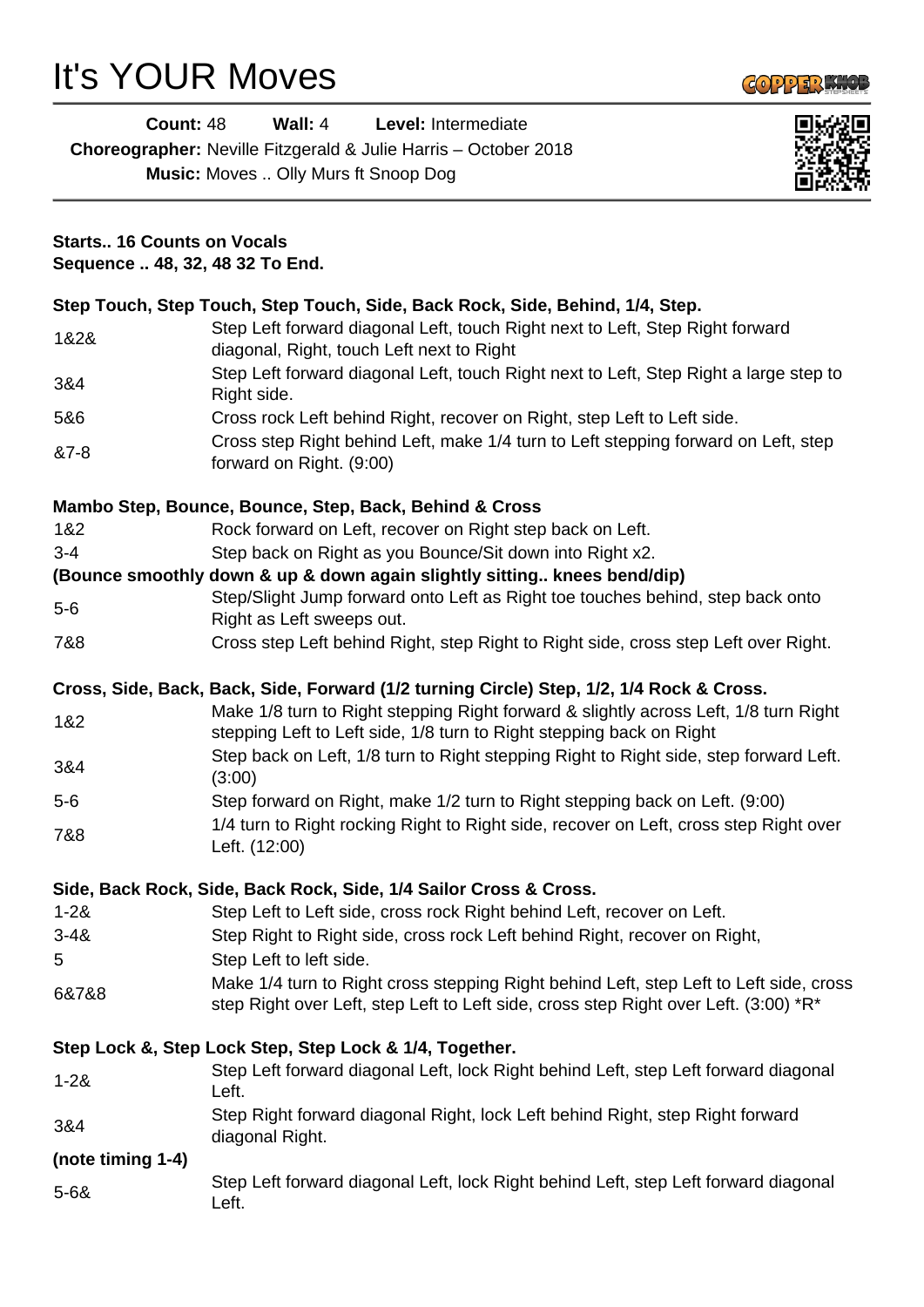# It's YOUR Moves

**Count:** 48 **Wall:** 4 **Level:** Intermediate

**Choreographer:** Neville Fitzgerald & Julie Harris – October 2018

**Music:** Moves .. Olly Murs ft Snoop Dog

**Starts.. 16 Counts on Vocals**
**Sequence .. 48, 32, 48 32 To End.**

**Step Touch, Step Touch, Step Touch, Side, Back Rock, Side, Behind, 1/4, Step.**

| | |
|---|---|
| 1&2& | Step Left forward diagonal Left, touch Right next to Left, Step Right forward diagonal, Right, touch Left next to Right |
| 3&4 | Step Left forward diagonal Left, touch Right next to Left, Step Right a large step to Right side. |
| 5&6 | Cross rock Left behind Right, recover on Right, step Left to Left side. |
| &7-8 | Cross step Right behind Left, make 1/4 turn to Left stepping forward on Left, step forward on Right. (9:00) |

**Mambo Step, Bounce, Bounce, Step, Back, Behind & Cross**

| | |
|---|---|
| 1&2 | Rock forward on Left, recover on Right step back on Left. |
| 3-4 | Step back on Right as you Bounce/Sit down into Right x2. |

**(Bounce smoothly down & up & down again slightly sitting.. knees bend/dip)**

| | |
|---|---|
| 5-6 | Step/Slight Jump forward onto Left as Right toe touches behind, step back onto Right as Left sweeps out. |
| 7&8 | Cross step Left behind Right, step Right to Right side, cross step Left over Right. |

**Cross, Side, Back, Back, Side, Forward (1/2 turning Circle) Step, 1/2, 1/4 Rock & Cross.**

| | |
|---|---|
| 1&2 | Make 1/8 turn to Right stepping Right forward & slightly across Left, 1/8 turn Right stepping Left to Left side, 1/8 turn to Right stepping back on Right |
| 3&4 | Step back on Left, 1/8 turn to Right stepping Right to Right side, step forward Left. (3:00) |
| 5-6 | Step forward on Right, make 1/2 turn to Right stepping back on Left. (9:00) |
| 7&8 | 1/4 turn to Right rocking Right to Right side, recover on Left, cross step Right over Left. (12:00) |

**Side, Back Rock, Side, Back Rock, Side, 1/4 Sailor Cross & Cross.**

| | |
|---|---|
| 1-2& | Step Left to Left side, cross rock Right behind Left, recover on Left. |
| 3-4& | Step Right to Right side, cross rock Left behind Right, recover on Right, |
| 5 | Step Left to left side. |
| 6&7&8 | Make 1/4 turn to Right cross stepping Right behind Left, step Left to Left side, cross step Right over Left, step Left to Left side, cross step Right over Left. (3:00) *R* |

**Step Lock &, Step Lock Step, Step Lock & 1/4, Together.**

| | |
|---|---|
| 1-2& | Step Left forward diagonal Left, lock Right behind Left, step Left forward diagonal Left. |
| 3&4 | Step Right forward diagonal Right, lock Left behind Right, step Right forward diagonal Right. |

**(note timing 1-4)**

| | |
|---|---|
| 5-6& | Step Left forward diagonal Left, lock Right behind Left, step Left forward diagonal Left. |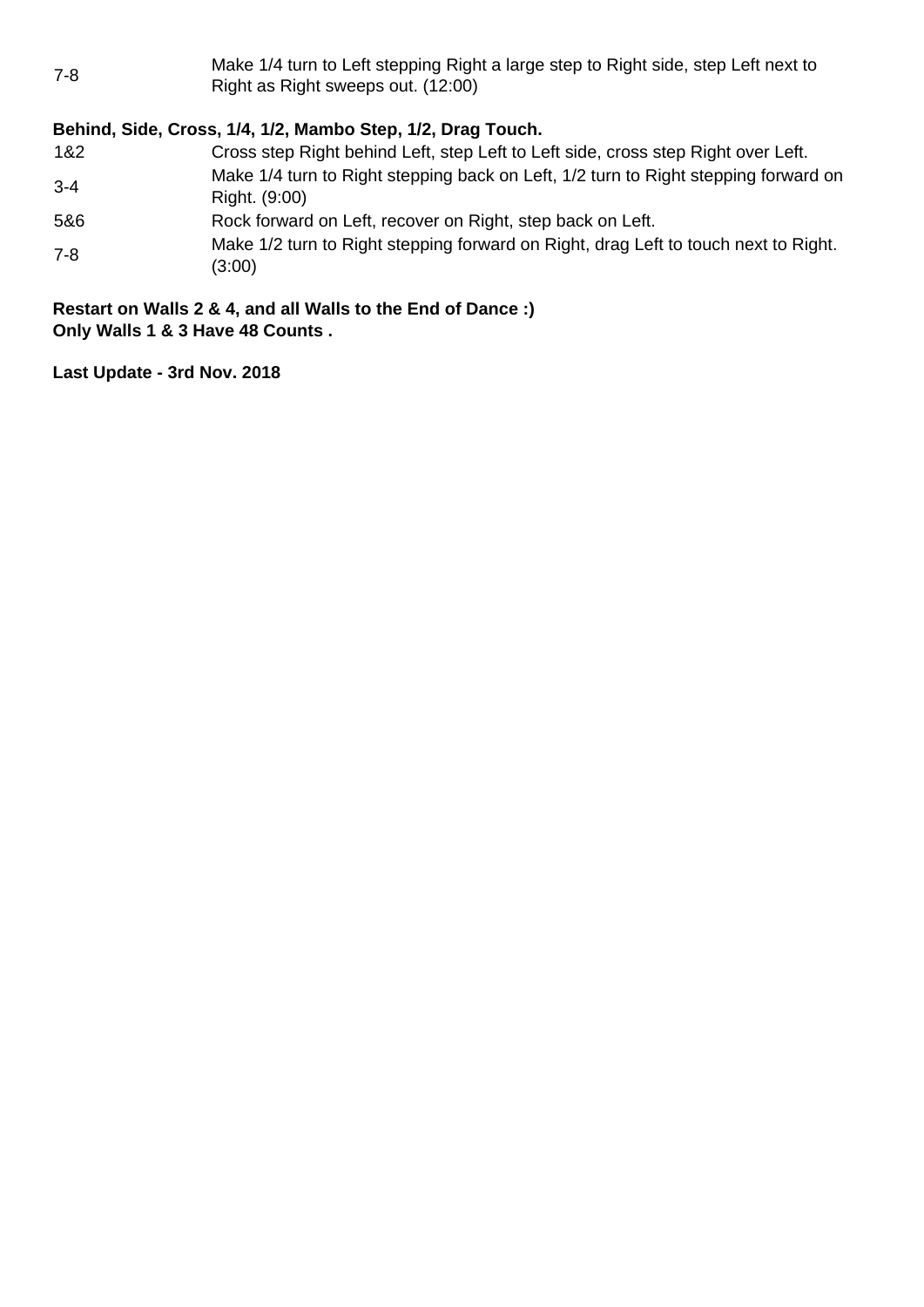| | |
|---|---|
| 7-8 | Make 1/4 turn to Left stepping Right a large step to Right side, step Left next to Right as Right sweeps out. (12:00) |

**Behind, Side, Cross, 1/4, 1/2, Mambo Step, 1/2, Drag Touch.**

| | |
|---|---|
| 1&2 | Cross step Right behind Left, step Left to Left side, cross step Right over Left. |
| 3-4 | Make 1/4 turn to Right stepping back on Left, 1/2 turn to Right stepping forward on Right. (9:00) |
| 5&6 | Rock forward on Left, recover on Right, step back on Left. |
| 7-8 | Make 1/2 turn to Right stepping forward on Right, drag Left to touch next to Right. (3:00) |

**Restart on Walls 2 & 4, and all Walls to the End of Dance :)**
**Only Walls 1 & 3 Have 48 Counts .**

**Last Update - 3rd Nov. 2018**